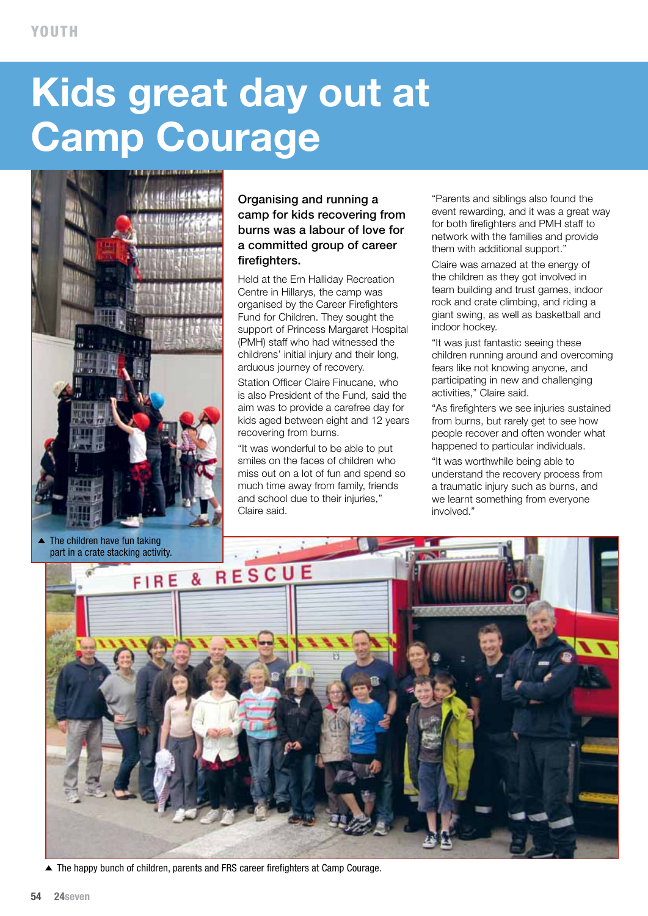# Kids great day out at Camp Courage

The children have fun taking part in a crate stacking activity.

**Organising and running a camp for kids recovering from burns was a labour of love for a committed group of career firefighters.**

Held at the Ern Halliday Recreation Centre in Hillarys, the camp was organised by the Career Firefighters Fund for Children. They sought the support of Princess Margaret Hospital (PMH) staff who had witnessed the childrens' initial injury and their long, arduous journey of recovery.

Station Officer Claire Finucane, who is also President of the Fund, said the aim was to provide a carefree day for kids aged between eight and 12 years recovering from burns.

"It was wonderful to be able to put smiles on the faces of children who miss out on a lot of fun and spend so much time away from family, friends and school due to their injuries," Claire said.

"Parents and siblings also found the event rewarding, and it was a great way for both firefighters and PMH staff to network with the families and provide them with additional support."

Claire was amazed at the energy of the children as they got involved in team building and trust games, indoor rock and crate climbing, and riding a giant swing, as well as basketball and indoor hockey.

"It was just fantastic seeing these children running around and overcoming fears like not knowing anyone, and participating in new and challenging activities," Claire said.

"As firefighters we see injuries sustained from burns, but rarely get to see how people recover and often wonder what happened to particular individuals.

"It was worthwhile being able to understand the recovery process from a traumatic injury such as burns, and we learnt something from everyone involved."

The happy bunch of children, parents and FRS career firefighters at Camp Courage.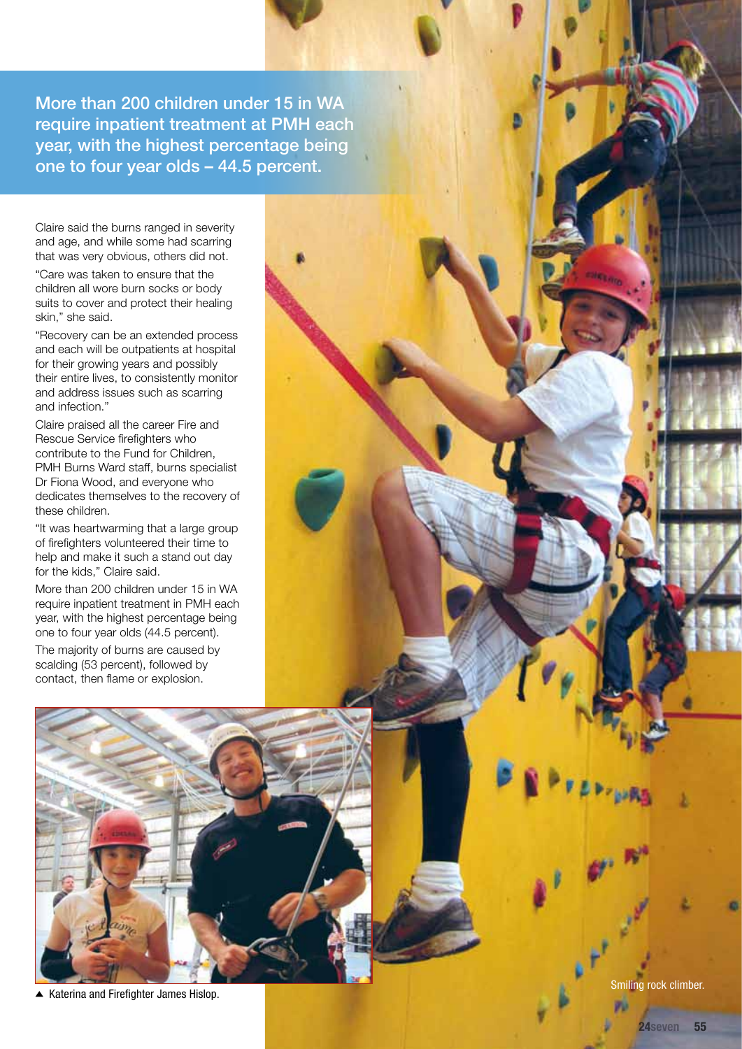**More than 200 children under 15 in WA require inpatient treatment at PMH each year, with the highest percentage being one to four year olds – 44.5 percent.**

Claire said the burns ranged in severity and age, and while some had scarring that was very obvious, others did not.

"Care was taken to ensure that the children all wore burn socks or body suits to cover and protect their healing skin," she said.

"Recovery can be an extended process and each will be outpatients at hospital for their growing years and possibly their entire lives, to consistently monitor and address issues such as scarring and infection."

Claire praised all the career Fire and Rescue Service firefighters who contribute to the Fund for Children, PMH Burns Ward staff, burns specialist Dr Fiona Wood, and everyone who dedicates themselves to the recovery of these children.

"It was heartwarming that a large group of firefighters volunteered their time to help and make it such a stand out day for the kids," Claire said.

More than 200 children under 15 in WA require inpatient treatment in PMH each year, with the highest percentage being one to four year olds (44.5 percent).

The majority of burns are caused by scalding (53 percent), followed by contact, then flame or explosion.

▲ Katerina and Firefighter James Hislop.

Smiling rock climber.